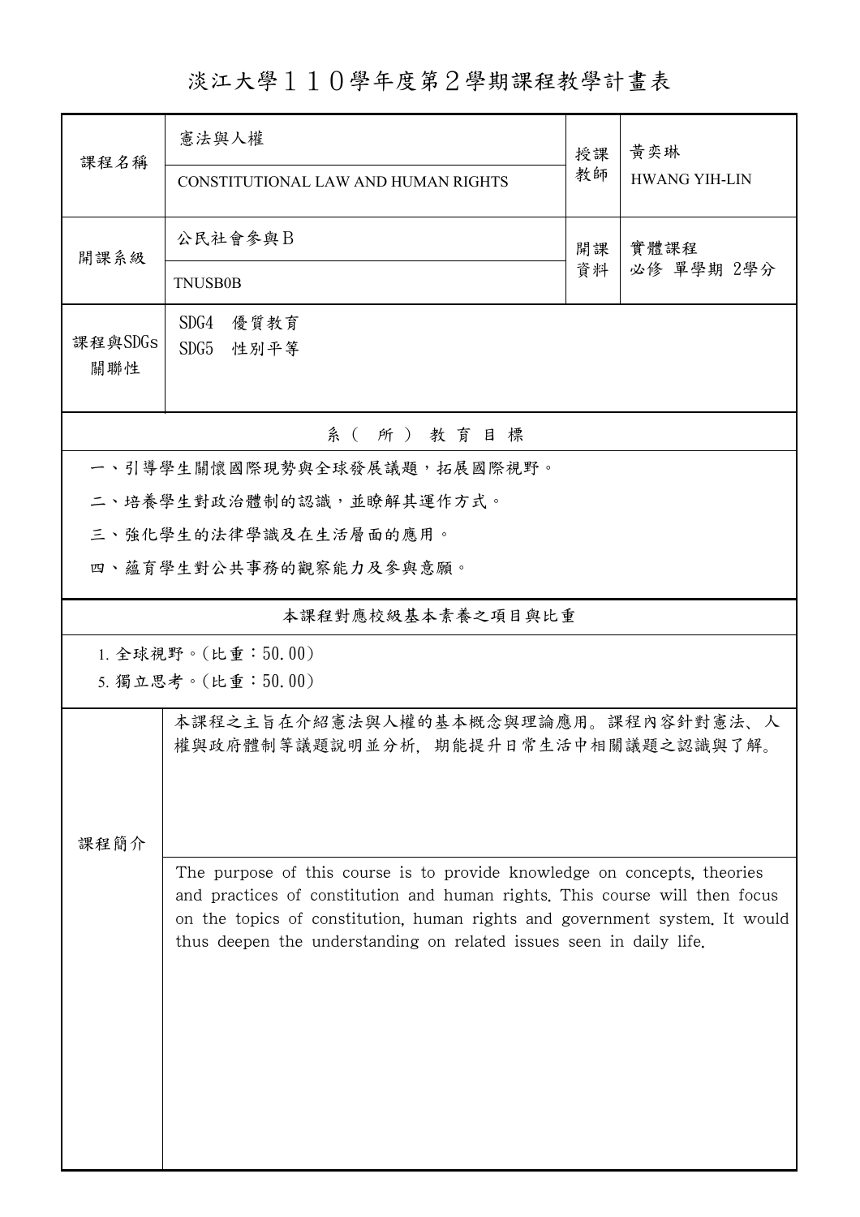# 淡江大學１１０學年度第２學期課程教學計畫表

| 課程名稱 | 憲法與人權<br>CONSTITUTIONAL LAW AND HUMAN RIGHTS | 授課教師 | 黃奕琳<br>HWANG YIH-LIN |
|---|---|---|---|
| 開課系級 | 公民社會參與Ｂ<br>TNUSB0B | 開課資料 | 實體課程<br>必修 單學期 2學分 |
| 課程與SDGs關聯性 | SDG4 優質教育<br>SDG5 性別平等 | | |

## 系（所）教育目標

一、引導學生關懷國際現勢與全球發展議題，拓展國際視野。

二、培養學生對政治體制的認識，並瞭解其運作方式。

三、強化學生的法律學識及在生活層面的應用。

四、蘊育學生對公共事務的觀察能力及參與意願。

## 本課程對應校級基本素養之項目與比重

1. 全球視野。(比重：50.00)
5. 獨立思考。(比重：50.00)

## 課程簡介

本課程之主旨在介紹憲法與人權的基本概念與理論應用。課程內容針對憲法、人權與政府體制等議題說明並分析，期能提升日常生活中相關議題之認識與了解。

The purpose of this course is to provide knowledge on concepts, theories and practices of constitution and human rights. This course will then focus on the topics of constitution, human rights and government system. It would thus deepen the understanding on related issues seen in daily life.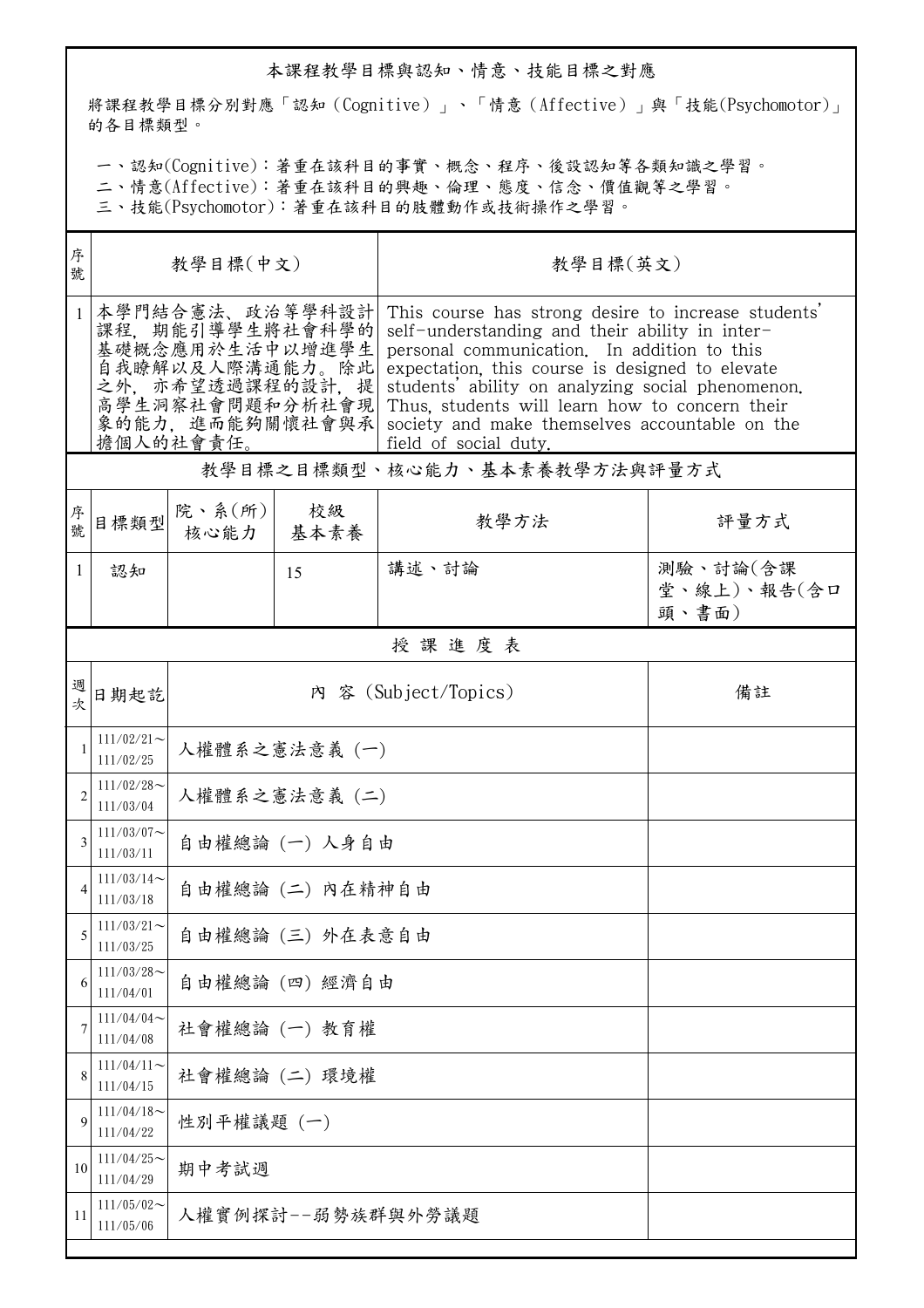## 本課程教學目標與認知、情意、技能目標之對應

將課程教學目標分別對應「認知（Cognitive）」、「情意（Affective）」與「技能(Psychomotor)」的各目標類型。

一、認知(Cognitive)：著重在該科目的事實、概念、程序、後設認知等各類知識之學習。
二、情意(Affective)：著重在該科目的興趣、倫理、態度、信念、價值觀等之學習。
三、技能(Psychomotor)：著重在該科目的肢體動作或技術操作之學習。

| 序號 | 教學目標(中文) | 教學目標(英文) |
|---|---|---|
| 1 | 本學門結合憲法、政治等學科設計課程，期能引導學生將社會科學的基礎概念應用於生活中以增進學生自我瞭解以及人際溝通能力。除此之外，亦希望透過課程的設計，提高學生洞察社會問題和分析社會現象的能力，進而能夠關懷社會與承擔個人的社會責任。 | This course has strong desire to increase students' self-understanding and their ability in inter-personal communication. In addition to this expectation, this course is designed to elevate students' ability on analyzing social phenomenon. Thus, students will learn how to concern their society and make themselves accountable on the field of social duty. |

## 教學目標之目標類型、核心能力、基本素養教學方法與評量方式

| 序號 | 目標類型 | 院、系(所)核心能力 | 校級基本素養 | 教學方法 | 評量方式 |
|---|---|---|---|---|---|
| 1 | 認知 | | 15 | 講述、討論 | 測驗、討論(含課堂、線上)、報告(含口頭、書面) |

## 授課進度表

| 週次 | 日期起訖 | 內容 (Subject/Topics) | 備註 |
|---|---|---|---|
| 1 | 111/02/21～111/02/25 | 人權體系之憲法意義 (一) | |
| 2 | 111/02/28～111/03/04 | 人權體系之憲法意義 (二) | |
| 3 | 111/03/07～111/03/11 | 自由權總論 (一) 人身自由 | |
| 4 | 111/03/14～111/03/18 | 自由權總論 (二) 內在精神自由 | |
| 5 | 111/03/21～111/03/25 | 自由權總論 (三) 外在表意自由 | |
| 6 | 111/03/28～111/04/01 | 自由權總論 (四) 經濟自由 | |
| 7 | 111/04/04～111/04/08 | 社會權總論 (一) 教育權 | |
| 8 | 111/04/11～111/04/15 | 社會權總論 (二) 環境權 | |
| 9 | 111/04/18～111/04/22 | 性別平權議題 (一) | |
| 10 | 111/04/25～111/04/29 | 期中考試週 | |
| 11 | 111/05/02～111/05/06 | 人權實例探討--弱勢族群與外勞議題 | |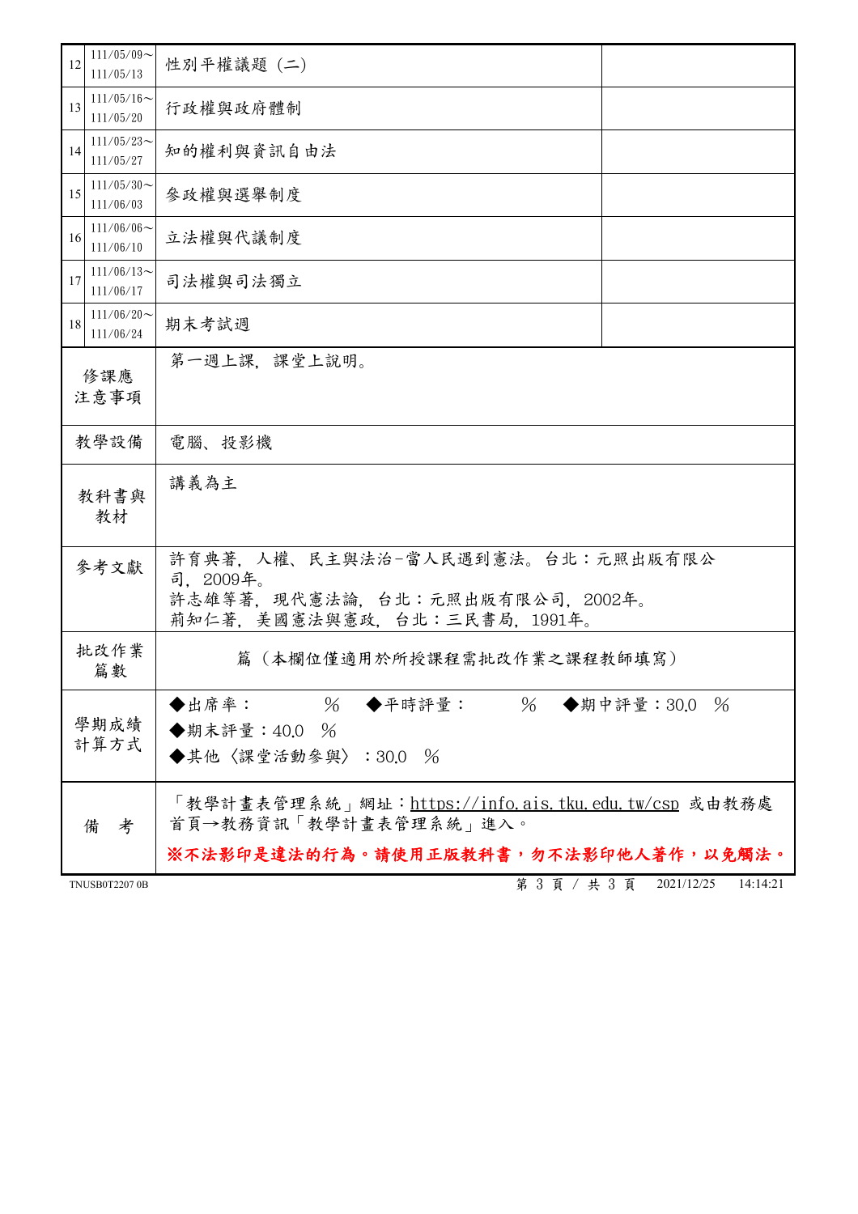| | | | |
|---|---|---|---|
| 12 | 111/05/09～<br>111/05/13 | 性別平權議題（二） | |
| 13 | 111/05/16～<br>111/05/20 | 行政權與政府體制 | |
| 14 | 111/05/23～<br>111/05/27 | 知的權利與資訊自由法 | |
| 15 | 111/05/30～<br>111/06/03 | 參政權與選舉制度 | |
| 16 | 111/06/06～<br>111/06/10 | 立法權與代議制度 | |
| 17 | 111/06/13～<br>111/06/17 | 司法權與司法獨立 | |
| 18 | 111/06/20～<br>111/06/24 | 期末考試週 | |

| | |
|---|---|
| 修課應注意事項 | 第一週上課，課堂上說明。 |
| 教學設備 | 電腦、投影機 |
| 教科書與教材 | 講義為主 |
| 參考文獻 | 許育典著，人權、民主與法治－當人民遇到憲法。台北：元照出版有限公司，2009年。<br>許志雄等著，現代憲法論，台北：元照出版有限公司，2002年。<br>荊知仁著，美國憲法與憲政，台北：三民書局，1991年。 |
| 批改作業篇數 | 篇（本欄位僅適用於所授課程需批改作業之課程教師填寫） |
| 學期成績計算方式 | ◆出席率：　　%　◆平時評量：　　%　◆期中評量：30.0 %<br>◆期末評量：40.0 %<br>◆其他〈課堂活動參與〉：30.0 % |
| 備考 | 「教學計畫表管理系統」網址：https://info.ais.tku.edu.tw/csp 或由教務處首頁→教務資訊「教學計畫表管理系統」進入。<br>**※不法影印是違法的行為。請使用正版教科書，勿不法影印他人著作，以免觸法。** |

TNUSB0T2207 0B　　2021/12/25　14:14:21